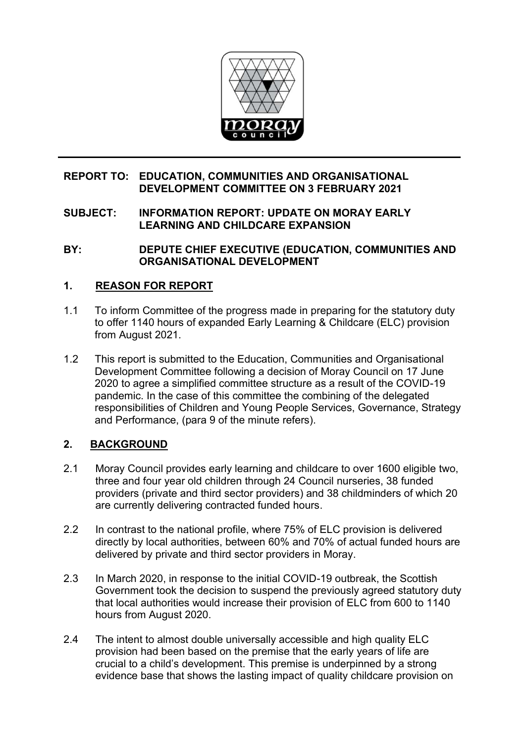**REPORT TO: EDUCATION, COMMUNITIES AND ORGANISATIONAL DEVELOPMENT COMMITTEE ON 3 FEBRUARY 2021**

**SUBJECT: INFORMATION REPORT: UPDATE ON MORAY EARLY LEARNING AND CHILDCARE EXPANSION**

**BY: DEPUTE CHIEF EXECUTIVE (EDUCATION, COMMUNITIES AND ORGANISATIONAL DEVELOPMENT**

## 1. REASON FOR REPORT

1.1 To inform Committee of the progress made in preparing for the statutory duty to offer 1140 hours of expanded Early Learning & Childcare (ELC) provision from August 2021.

1.2 This report is submitted to the Education, Communities and Organisational Development Committee following a decision of Moray Council on 17 June 2020 to agree a simplified committee structure as a result of the COVID-19 pandemic. In the case of this committee the combining of the delegated responsibilities of Children and Young People Services, Governance, Strategy and Performance, (para 9 of the minute refers).

## 2. BACKGROUND

2.1 Moray Council provides early learning and childcare to over 1600 eligible two, three and four year old children through 24 Council nurseries, 38 funded providers (private and third sector providers) and 38 childminders of which 20 are currently delivering contracted funded hours.

2.2 In contrast to the national profile, where 75% of ELC provision is delivered directly by local authorities, between 60% and 70% of actual funded hours are delivered by private and third sector providers in Moray.

2.3 In March 2020, in response to the initial COVID-19 outbreak, the Scottish Government took the decision to suspend the previously agreed statutory duty that local authorities would increase their provision of ELC from 600 to 1140 hours from August 2020.

2.4 The intent to almost double universally accessible and high quality ELC provision had been based on the premise that the early years of life are crucial to a child's development. This premise is underpinned by a strong evidence base that shows the lasting impact of quality childcare provision on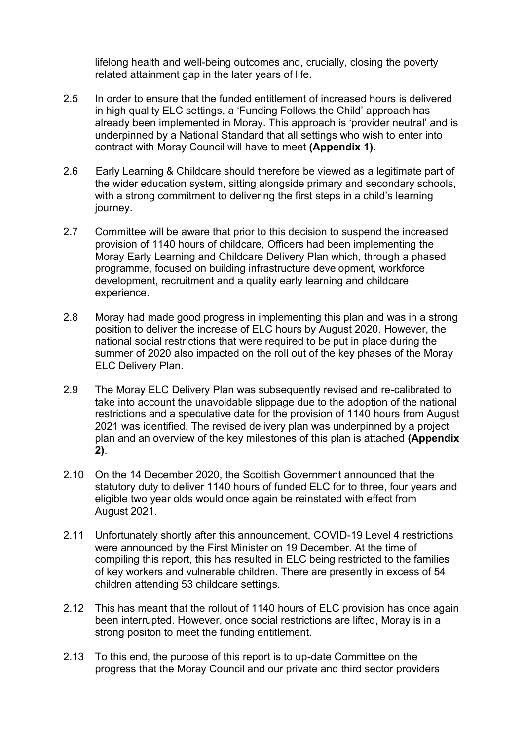lifelong health and well-being outcomes and, crucially, closing the poverty related attainment gap in the later years of life.

2.5 In order to ensure that the funded entitlement of increased hours is delivered in high quality ELC settings, a 'Funding Follows the Child' approach has already been implemented in Moray. This approach is 'provider neutral' and is underpinned by a National Standard that all settings who wish to enter into contract with Moray Council will have to meet **(Appendix 1).**

2.6 Early Learning & Childcare should therefore be viewed as a legitimate part of the wider education system, sitting alongside primary and secondary schools, with a strong commitment to delivering the first steps in a child's learning journey.

2.7 Committee will be aware that prior to this decision to suspend the increased provision of 1140 hours of childcare, Officers had been implementing the Moray Early Learning and Childcare Delivery Plan which, through a phased programme, focused on building infrastructure development, workforce development, recruitment and a quality early learning and childcare experience.

2.8 Moray had made good progress in implementing this plan and was in a strong position to deliver the increase of ELC hours by August 2020. However, the national social restrictions that were required to be put in place during the summer of 2020 also impacted on the roll out of the key phases of the Moray ELC Delivery Plan.

2.9 The Moray ELC Delivery Plan was subsequently revised and re-calibrated to take into account the unavoidable slippage due to the adoption of the national restrictions and a speculative date for the provision of 1140 hours from August 2021 was identified. The revised delivery plan was underpinned by a project plan and an overview of the key milestones of this plan is attached **(Appendix 2)**.

2.10 On the 14 December 2020, the Scottish Government announced that the statutory duty to deliver 1140 hours of funded ELC for to three, four years and eligible two year olds would once again be reinstated with effect from August 2021.

2.11 Unfortunately shortly after this announcement, COVID-19 Level 4 restrictions were announced by the First Minister on 19 December. At the time of compiling this report, this has resulted in ELC being restricted to the families of key workers and vulnerable children. There are presently in excess of 54 children attending 53 childcare settings.

2.12 This has meant that the rollout of 1140 hours of ELC provision has once again been interrupted. However, once social restrictions are lifted, Moray is in a strong positon to meet the funding entitlement.

2.13 To this end, the purpose of this report is to up-date Committee on the progress that the Moray Council and our private and third sector providers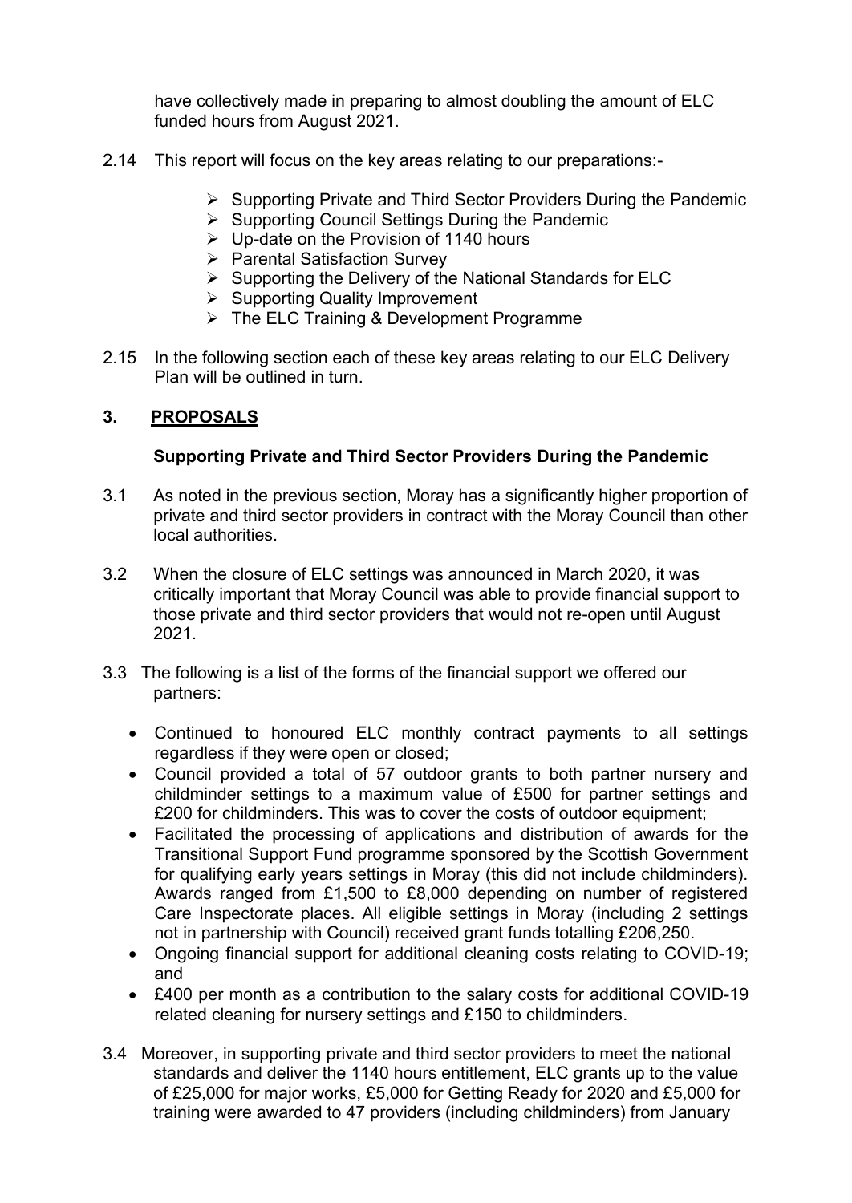have collectively made in preparing to almost doubling the amount of ELC funded hours from August 2021.

2.14 This report will focus on the key areas relating to our preparations:-

- Supporting Private and Third Sector Providers During the Pandemic
- Supporting Council Settings During the Pandemic
- Up-date on the Provision of 1140 hours
- Parental Satisfaction Survey
- Supporting the Delivery of the National Standards for ELC
- Supporting Quality Improvement
- The ELC Training & Development Programme

2.15 In the following section each of these key areas relating to our ELC Delivery Plan will be outlined in turn.

## 3. PROPOSALS

### Supporting Private and Third Sector Providers During the Pandemic

3.1 As noted in the previous section, Moray has a significantly higher proportion of private and third sector providers in contract with the Moray Council than other local authorities.

3.2 When the closure of ELC settings was announced in March 2020, it was critically important that Moray Council was able to provide financial support to those private and third sector providers that would not re-open until August 2021.

3.3 The following is a list of the forms of the financial support we offered our partners:

- Continued to honoured ELC monthly contract payments to all settings regardless if they were open or closed;
- Council provided a total of 57 outdoor grants to both partner nursery and childminder settings to a maximum value of £500 for partner settings and £200 for childminders. This was to cover the costs of outdoor equipment;
- Facilitated the processing of applications and distribution of awards for the Transitional Support Fund programme sponsored by the Scottish Government for qualifying early years settings in Moray (this did not include childminders). Awards ranged from £1,500 to £8,000 depending on number of registered Care Inspectorate places. All eligible settings in Moray (including 2 settings not in partnership with Council) received grant funds totalling £206,250.
- Ongoing financial support for additional cleaning costs relating to COVID-19; and
- £400 per month as a contribution to the salary costs for additional COVID-19 related cleaning for nursery settings and £150 to childminders.

3.4 Moreover, in supporting private and third sector providers to meet the national standards and deliver the 1140 hours entitlement, ELC grants up to the value of £25,000 for major works, £5,000 for Getting Ready for 2020 and £5,000 for training were awarded to 47 providers (including childminders) from January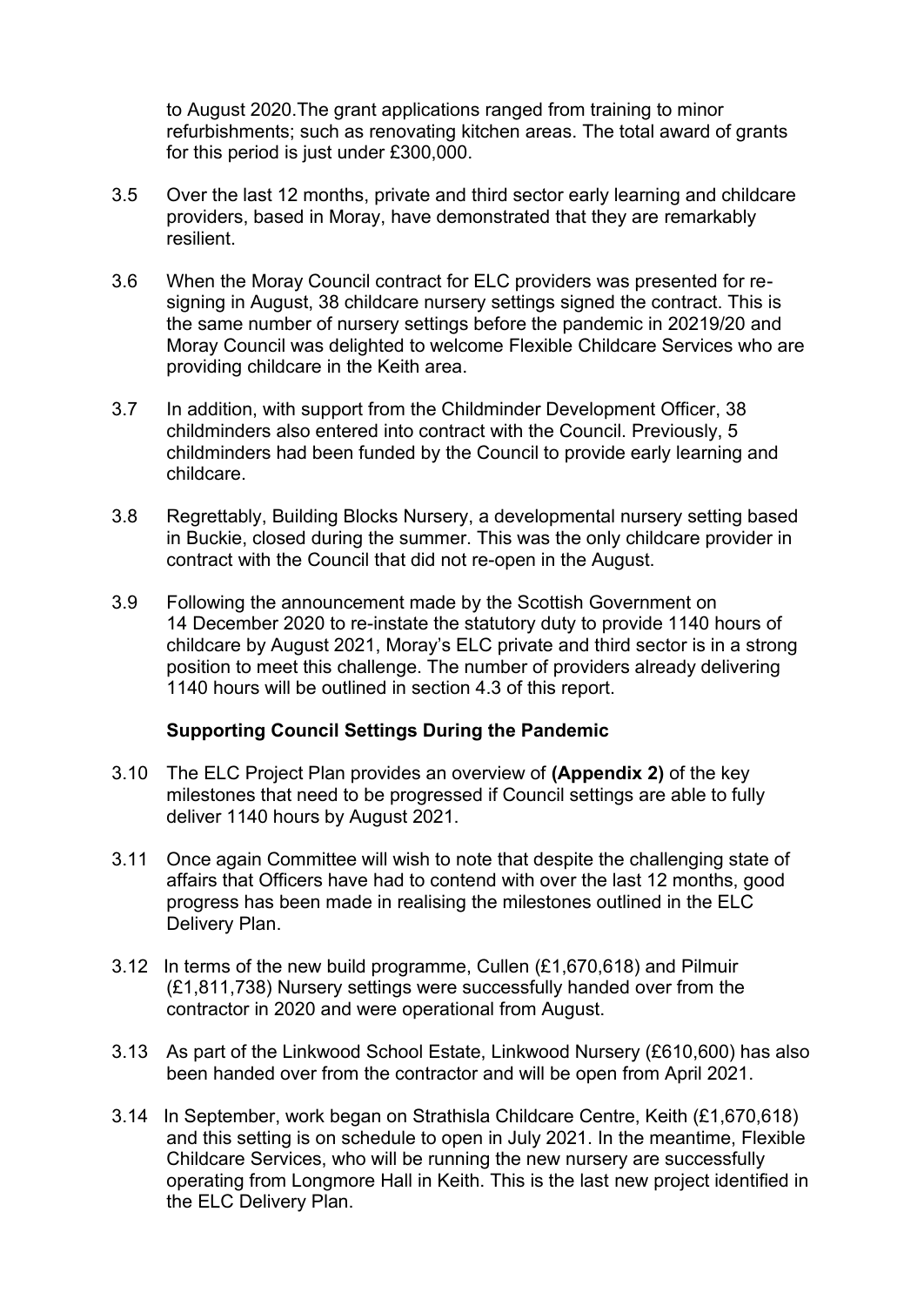to August 2020.The grant applications ranged from training to minor refurbishments; such as renovating kitchen areas. The total award of grants for this period is just under £300,000.

3.5 Over the last 12 months, private and third sector early learning and childcare providers, based in Moray, have demonstrated that they are remarkably resilient.

3.6 When the Moray Council contract for ELC providers was presented for re-signing in August, 38 childcare nursery settings signed the contract. This is the same number of nursery settings before the pandemic in 20219/20 and Moray Council was delighted to welcome Flexible Childcare Services who are providing childcare in the Keith area.

3.7 In addition, with support from the Childminder Development Officer, 38 childminders also entered into contract with the Council. Previously, 5 childminders had been funded by the Council to provide early learning and childcare.

3.8 Regrettably, Building Blocks Nursery, a developmental nursery setting based in Buckie, closed during the summer. This was the only childcare provider in contract with the Council that did not re-open in the August.

3.9 Following the announcement made by the Scottish Government on 14 December 2020 to re-instate the statutory duty to provide 1140 hours of childcare by August 2021, Moray's ELC private and third sector is in a strong position to meet this challenge. The number of providers already delivering 1140 hours will be outlined in section 4.3 of this report.

**Supporting Council Settings During the Pandemic**

3.10 The ELC Project Plan provides an overview of **(Appendix 2)** of the key milestones that need to be progressed if Council settings are able to fully deliver 1140 hours by August 2021.

3.11 Once again Committee will wish to note that despite the challenging state of affairs that Officers have had to contend with over the last 12 months, good progress has been made in realising the milestones outlined in the ELC Delivery Plan.

3.12 In terms of the new build programme, Cullen (£1,670,618) and Pilmuir (£1,811,738) Nursery settings were successfully handed over from the contractor in 2020 and were operational from August.

3.13 As part of the Linkwood School Estate, Linkwood Nursery (£610,600) has also been handed over from the contractor and will be open from April 2021.

3.14 In September, work began on Strathisla Childcare Centre, Keith (£1,670,618) and this setting is on schedule to open in July 2021. In the meantime, Flexible Childcare Services, who will be running the new nursery are successfully operating from Longmore Hall in Keith. This is the last new project identified in the ELC Delivery Plan.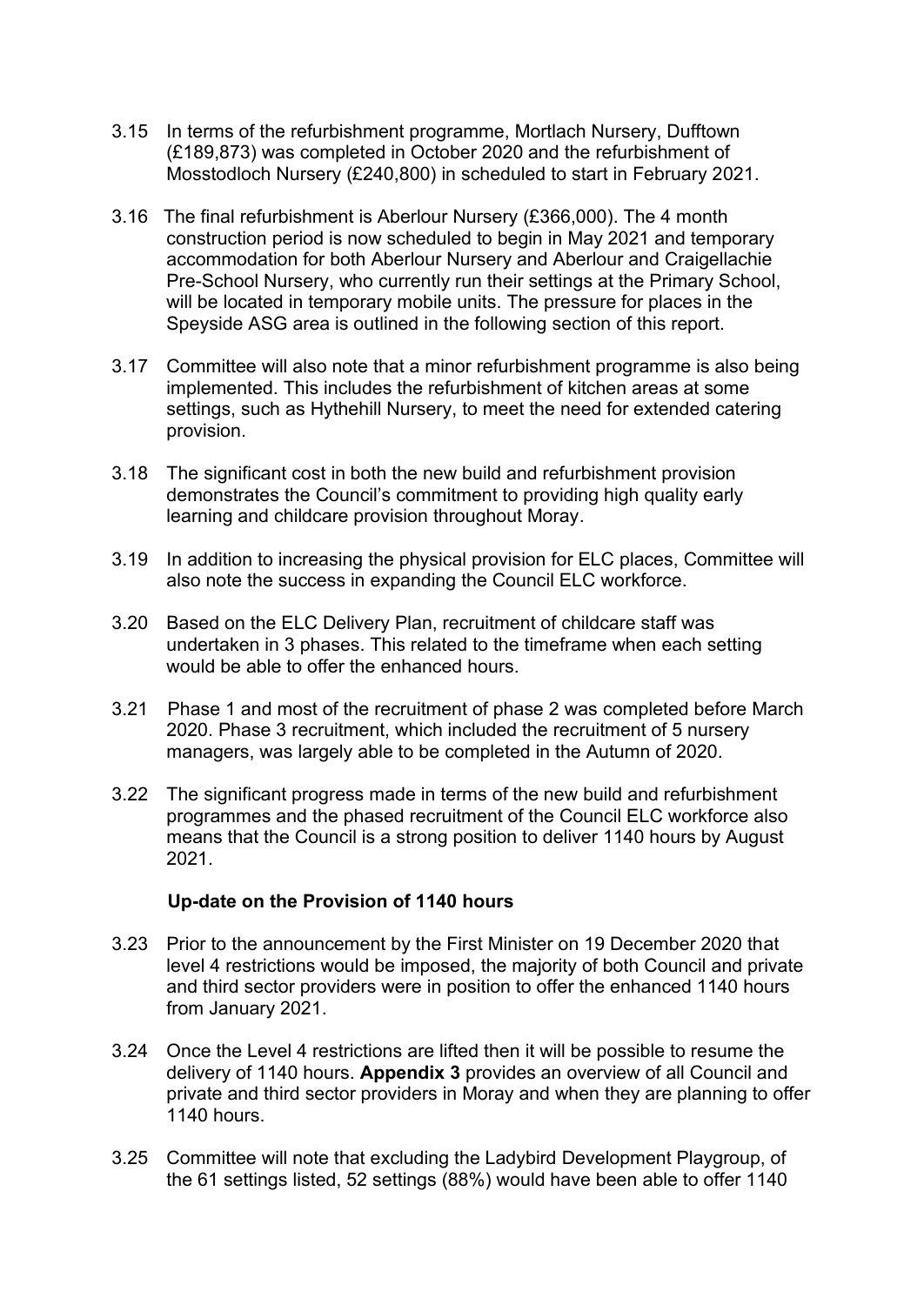3.15 In terms of the refurbishment programme, Mortlach Nursery, Dufftown (£189,873) was completed in October 2020 and the refurbishment of Mosstodloch Nursery (£240,800) in scheduled to start in February 2021.

3.16 The final refurbishment is Aberlour Nursery (£366,000). The 4 month construction period is now scheduled to begin in May 2021 and temporary accommodation for both Aberlour Nursery and Aberlour and Craigellachie Pre-School Nursery, who currently run their settings at the Primary School, will be located in temporary mobile units. The pressure for places in the Speyside ASG area is outlined in the following section of this report.

3.17 Committee will also note that a minor refurbishment programme is also being implemented. This includes the refurbishment of kitchen areas at some settings, such as Hythehill Nursery, to meet the need for extended catering provision.

3.18 The significant cost in both the new build and refurbishment provision demonstrates the Council's commitment to providing high quality early learning and childcare provision throughout Moray.

3.19 In addition to increasing the physical provision for ELC places, Committee will also note the success in expanding the Council ELC workforce.

3.20 Based on the ELC Delivery Plan, recruitment of childcare staff was undertaken in 3 phases. This related to the timeframe when each setting would be able to offer the enhanced hours.

3.21 Phase 1 and most of the recruitment of phase 2 was completed before March 2020. Phase 3 recruitment, which included the recruitment of 5 nursery managers, was largely able to be completed in the Autumn of 2020.

3.22 The significant progress made in terms of the new build and refurbishment programmes and the phased recruitment of the Council ELC workforce also means that the Council is a strong position to deliver 1140 hours by August 2021.

**Up-date on the Provision of 1140 hours**

3.23 Prior to the announcement by the First Minister on 19 December 2020 that level 4 restrictions would be imposed, the majority of both Council and private and third sector providers were in position to offer the enhanced 1140 hours from January 2021.

3.24 Once the Level 4 restrictions are lifted then it will be possible to resume the delivery of 1140 hours. **Appendix 3** provides an overview of all Council and private and third sector providers in Moray and when they are planning to offer 1140 hours.

3.25 Committee will note that excluding the Ladybird Development Playgroup, of the 61 settings listed, 52 settings (88%) would have been able to offer 1140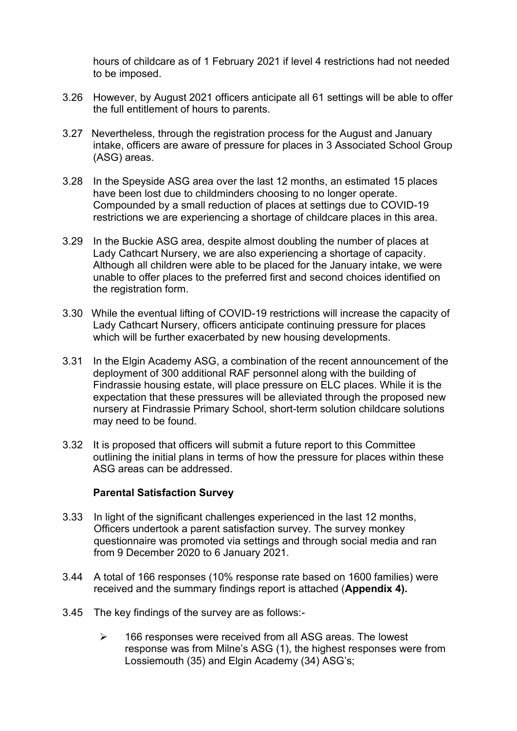hours of childcare as of 1 February 2021 if level 4 restrictions had not needed to be imposed.

3.26 However, by August 2021 officers anticipate all 61 settings will be able to offer the full entitlement of hours to parents.

3.27 Nevertheless, through the registration process for the August and January intake, officers are aware of pressure for places in 3 Associated School Group (ASG) areas.

3.28 In the Speyside ASG area over the last 12 months, an estimated 15 places have been lost due to childminders choosing to no longer operate. Compounded by a small reduction of places at settings due to COVID-19 restrictions we are experiencing a shortage of childcare places in this area.

3.29 In the Buckie ASG area, despite almost doubling the number of places at Lady Cathcart Nursery, we are also experiencing a shortage of capacity. Although all children were able to be placed for the January intake, we were unable to offer places to the preferred first and second choices identified on the registration form.

3.30 While the eventual lifting of COVID-19 restrictions will increase the capacity of Lady Cathcart Nursery, officers anticipate continuing pressure for places which will be further exacerbated by new housing developments.

3.31 In the Elgin Academy ASG, a combination of the recent announcement of the deployment of 300 additional RAF personnel along with the building of Findrassie housing estate, will place pressure on ELC places. While it is the expectation that these pressures will be alleviated through the proposed new nursery at Findrassie Primary School, short-term solution childcare solutions may need to be found.

3.32 It is proposed that officers will submit a future report to this Committee outlining the initial plans in terms of how the pressure for places within these ASG areas can be addressed.

**Parental Satisfaction Survey**

3.33 In light of the significant challenges experienced in the last 12 months, Officers undertook a parent satisfaction survey. The survey monkey questionnaire was promoted via settings and through social media and ran from 9 December 2020 to 6 January 2021.

3.44 A total of 166 responses (10% response rate based on 1600 families) were received and the summary findings report is attached (**Appendix 4).**

3.45 The key findings of the survey are as follows:-

- 166 responses were received from all ASG areas. The lowest response was from Milne's ASG (1), the highest responses were from Lossiemouth (35) and Elgin Academy (34) ASG's;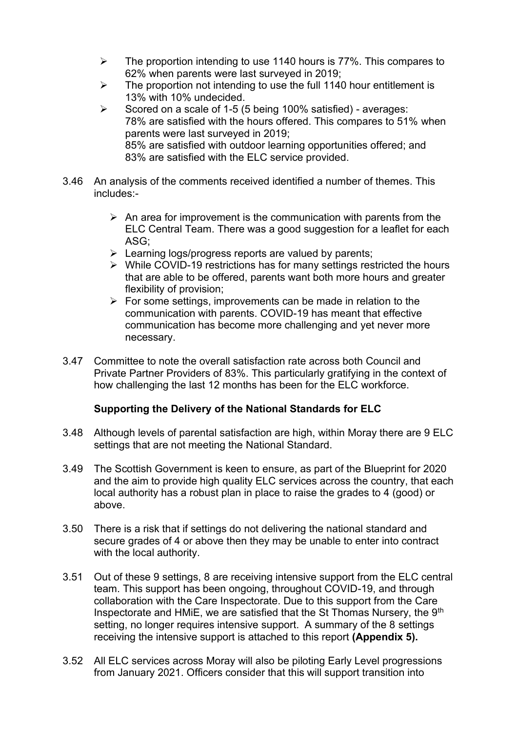- The proportion intending to use 1140 hours is 77%. This compares to 62% when parents were last surveyed in 2019;
- The proportion not intending to use the full 1140 hour entitlement is 13% with 10% undecided.
- Scored on a scale of 1-5 (5 being 100% satisfied) - averages:
  78% are satisfied with the hours offered. This compares to 51% when parents were last surveyed in 2019;
  85% are satisfied with outdoor learning opportunities offered; and
  83% are satisfied with the ELC service provided.

3.46 An analysis of the comments received identified a number of themes. This includes:-

- An area for improvement is the communication with parents from the ELC Central Team. There was a good suggestion for a leaflet for each ASG;
- Learning logs/progress reports are valued by parents;
- While COVID-19 restrictions has for many settings restricted the hours that are able to be offered, parents want both more hours and greater flexibility of provision;
- For some settings, improvements can be made in relation to the communication with parents. COVID-19 has meant that effective communication has become more challenging and yet never more necessary.

3.47 Committee to note the overall satisfaction rate across both Council and Private Partner Providers of 83%. This particularly gratifying in the context of how challenging the last 12 months has been for the ELC workforce.

**Supporting the Delivery of the National Standards for ELC**

3.48 Although levels of parental satisfaction are high, within Moray there are 9 ELC settings that are not meeting the National Standard.

3.49 The Scottish Government is keen to ensure, as part of the Blueprint for 2020 and the aim to provide high quality ELC services across the country, that each local authority has a robust plan in place to raise the grades to 4 (good) or above.

3.50 There is a risk that if settings do not delivering the national standard and secure grades of 4 or above then they may be unable to enter into contract with the local authority.

3.51 Out of these 9 settings, 8 are receiving intensive support from the ELC central team. This support has been ongoing, throughout COVID-19, and through collaboration with the Care Inspectorate. Due to this support from the Care Inspectorate and HMiE, we are satisfied that the St Thomas Nursery, the 9th setting, no longer requires intensive support. A summary of the 8 settings receiving the intensive support is attached to this report **(Appendix 5).**

3.52 All ELC services across Moray will also be piloting Early Level progressions from January 2021. Officers consider that this will support transition into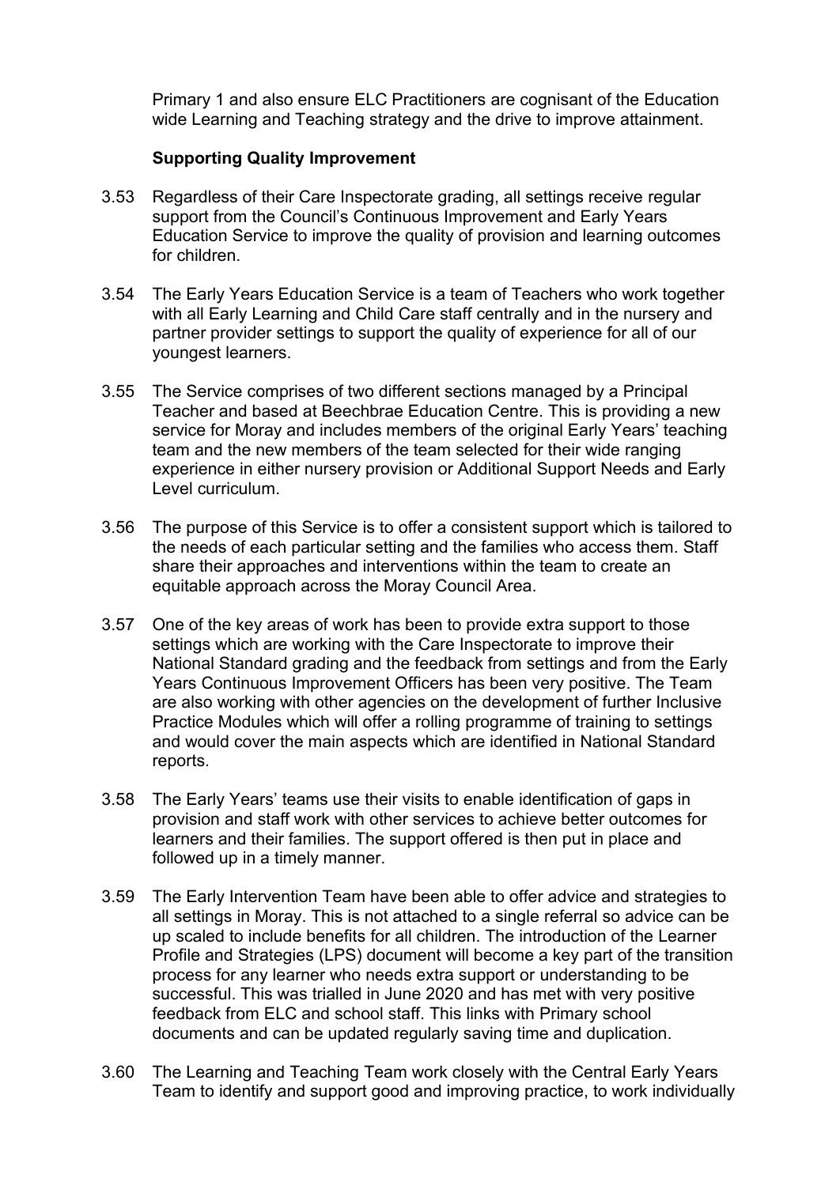Primary 1 and also ensure ELC Practitioners are cognisant of the Education wide Learning and Teaching strategy and the drive to improve attainment.

**Supporting Quality Improvement**

3.53 Regardless of their Care Inspectorate grading, all settings receive regular support from the Council's Continuous Improvement and Early Years Education Service to improve the quality of provision and learning outcomes for children.

3.54 The Early Years Education Service is a team of Teachers who work together with all Early Learning and Child Care staff centrally and in the nursery and partner provider settings to support the quality of experience for all of our youngest learners.

3.55 The Service comprises of two different sections managed by a Principal Teacher and based at Beechbrae Education Centre. This is providing a new service for Moray and includes members of the original Early Years' teaching team and the new members of the team selected for their wide ranging experience in either nursery provision or Additional Support Needs and Early Level curriculum.

3.56 The purpose of this Service is to offer a consistent support which is tailored to the needs of each particular setting and the families who access them. Staff share their approaches and interventions within the team to create an equitable approach across the Moray Council Area.

3.57 One of the key areas of work has been to provide extra support to those settings which are working with the Care Inspectorate to improve their National Standard grading and the feedback from settings and from the Early Years Continuous Improvement Officers has been very positive. The Team are also working with other agencies on the development of further Inclusive Practice Modules which will offer a rolling programme of training to settings and would cover the main aspects which are identified in National Standard reports.

3.58 The Early Years' teams use their visits to enable identification of gaps in provision and staff work with other services to achieve better outcomes for learners and their families. The support offered is then put in place and followed up in a timely manner.

3.59 The Early Intervention Team have been able to offer advice and strategies to all settings in Moray. This is not attached to a single referral so advice can be up scaled to include benefits for all children. The introduction of the Learner Profile and Strategies (LPS) document will become a key part of the transition process for any learner who needs extra support or understanding to be successful. This was trialled in June 2020 and has met with very positive feedback from ELC and school staff. This links with Primary school documents and can be updated regularly saving time and duplication.

3.60 The Learning and Teaching Team work closely with the Central Early Years Team to identify and support good and improving practice, to work individually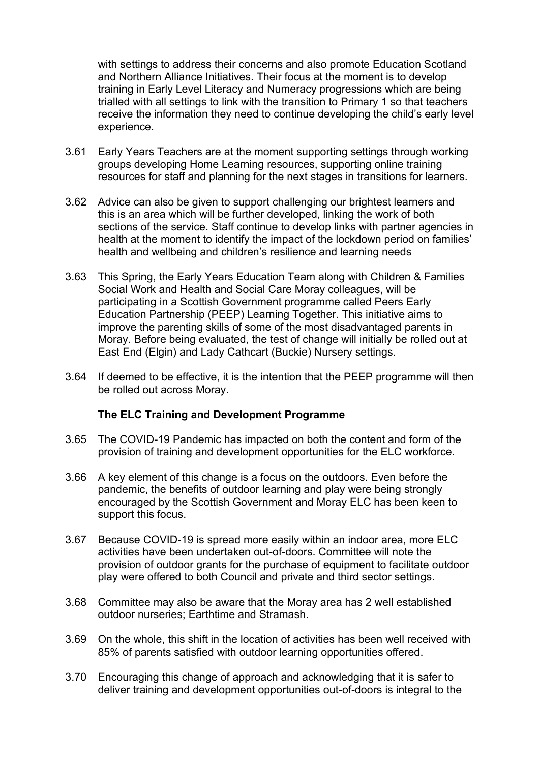with settings to address their concerns and also promote Education Scotland and Northern Alliance Initiatives. Their focus at the moment is to develop training in Early Level Literacy and Numeracy progressions which are being trialled with all settings to link with the transition to Primary 1 so that teachers receive the information they need to continue developing the child's early level experience.

3.61 Early Years Teachers are at the moment supporting settings through working groups developing Home Learning resources, supporting online training resources for staff and planning for the next stages in transitions for learners.

3.62 Advice can also be given to support challenging our brightest learners and this is an area which will be further developed, linking the work of both sections of the service. Staff continue to develop links with partner agencies in health at the moment to identify the impact of the lockdown period on families' health and wellbeing and children's resilience and learning needs

3.63 This Spring, the Early Years Education Team along with Children & Families Social Work and Health and Social Care Moray colleagues, will be participating in a Scottish Government programme called Peers Early Education Partnership (PEEP) Learning Together. This initiative aims to improve the parenting skills of some of the most disadvantaged parents in Moray. Before being evaluated, the test of change will initially be rolled out at East End (Elgin) and Lady Cathcart (Buckie) Nursery settings.

3.64 If deemed to be effective, it is the intention that the PEEP programme will then be rolled out across Moray.

**The ELC Training and Development Programme**

3.65 The COVID-19 Pandemic has impacted on both the content and form of the provision of training and development opportunities for the ELC workforce.

3.66 A key element of this change is a focus on the outdoors. Even before the pandemic, the benefits of outdoor learning and play were being strongly encouraged by the Scottish Government and Moray ELC has been keen to support this focus.

3.67 Because COVID-19 is spread more easily within an indoor area, more ELC activities have been undertaken out-of-doors. Committee will note the provision of outdoor grants for the purchase of equipment to facilitate outdoor play were offered to both Council and private and third sector settings.

3.68 Committee may also be aware that the Moray area has 2 well established outdoor nurseries; Earthtime and Stramash.

3.69 On the whole, this shift in the location of activities has been well received with 85% of parents satisfied with outdoor learning opportunities offered.

3.70 Encouraging this change of approach and acknowledging that it is safer to deliver training and development opportunities out-of-doors is integral to the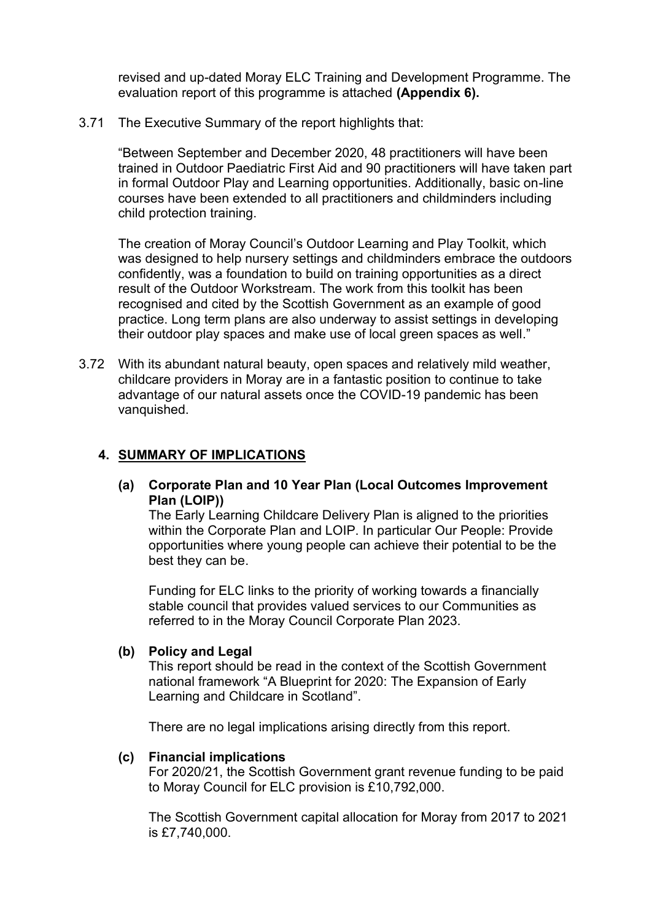revised and up-dated Moray ELC Training and Development Programme. The evaluation report of this programme is attached **(Appendix 6).**

3.71 The Executive Summary of the report highlights that:

"Between September and December 2020, 48 practitioners will have been trained in Outdoor Paediatric First Aid and 90 practitioners will have taken part in formal Outdoor Play and Learning opportunities. Additionally, basic on-line courses have been extended to all practitioners and childminders including child protection training.

The creation of Moray Council's Outdoor Learning and Play Toolkit, which was designed to help nursery settings and childminders embrace the outdoors confidently, was a foundation to build on training opportunities as a direct result of the Outdoor Workstream. The work from this toolkit has been recognised and cited by the Scottish Government as an example of good practice. Long term plans are also underway to assist settings in developing their outdoor play spaces and make use of local green spaces as well."

3.72 With its abundant natural beauty, open spaces and relatively mild weather, childcare providers in Moray are in a fantastic position to continue to take advantage of our natural assets once the COVID-19 pandemic has been vanquished.

## 4. SUMMARY OF IMPLICATIONS

**(a) Corporate Plan and 10 Year Plan (Local Outcomes Improvement Plan (LOIP))**

The Early Learning Childcare Delivery Plan is aligned to the priorities within the Corporate Plan and LOIP. In particular Our People: Provide opportunities where young people can achieve their potential to be the best they can be.

Funding for ELC links to the priority of working towards a financially stable council that provides valued services to our Communities as referred to in the Moray Council Corporate Plan 2023.

**(b) Policy and Legal**

This report should be read in the context of the Scottish Government national framework "A Blueprint for 2020: The Expansion of Early Learning and Childcare in Scotland".

There are no legal implications arising directly from this report.

**(c) Financial implications**

For 2020/21, the Scottish Government grant revenue funding to be paid to Moray Council for ELC provision is £10,792,000.

The Scottish Government capital allocation for Moray from 2017 to 2021 is £7,740,000.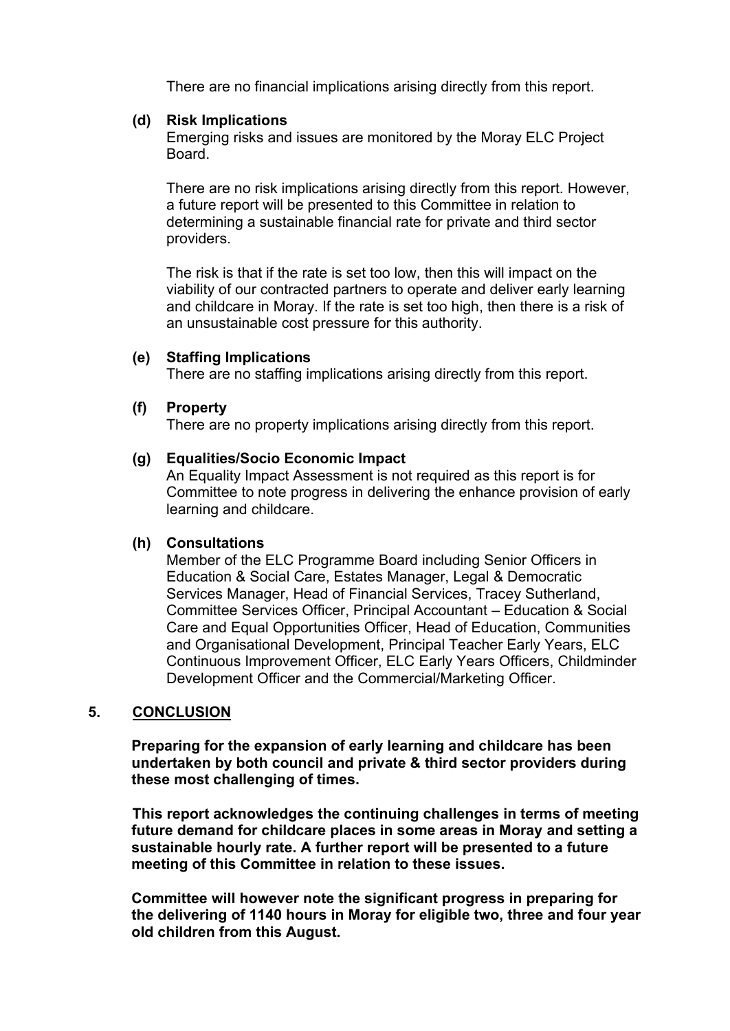There are no financial implications arising directly from this report.

**(d) Risk Implications**

Emerging risks and issues are monitored by the Moray ELC Project Board.

There are no risk implications arising directly from this report. However, a future report will be presented to this Committee in relation to determining a sustainable financial rate for private and third sector providers.

The risk is that if the rate is set too low, then this will impact on the viability of our contracted partners to operate and deliver early learning and childcare in Moray. If the rate is set too high, then there is a risk of an unsustainable cost pressure for this authority.

**(e) Staffing Implications**

There are no staffing implications arising directly from this report.

**(f) Property**

There are no property implications arising directly from this report.

**(g) Equalities/Socio Economic Impact**

An Equality Impact Assessment is not required as this report is for Committee to note progress in delivering the enhance provision of early learning and childcare.

**(h) Consultations**

Member of the ELC Programme Board including Senior Officers in Education & Social Care, Estates Manager, Legal & Democratic Services Manager, Head of Financial Services, Tracey Sutherland, Committee Services Officer, Principal Accountant – Education & Social Care and Equal Opportunities Officer, Head of Education, Communities and Organisational Development, Principal Teacher Early Years, ELC Continuous Improvement Officer, ELC Early Years Officers, Childminder Development Officer and the Commercial/Marketing Officer.

## 5. CONCLUSION

**Preparing for the expansion of early learning and childcare has been undertaken by both council and private & third sector providers during these most challenging of times.**

**This report acknowledges the continuing challenges in terms of meeting future demand for childcare places in some areas in Moray and setting a sustainable hourly rate. A further report will be presented to a future meeting of this Committee in relation to these issues.**

**Committee will however note the significant progress in preparing for the delivering of 1140 hours in Moray for eligible two, three and four year old children from this August.**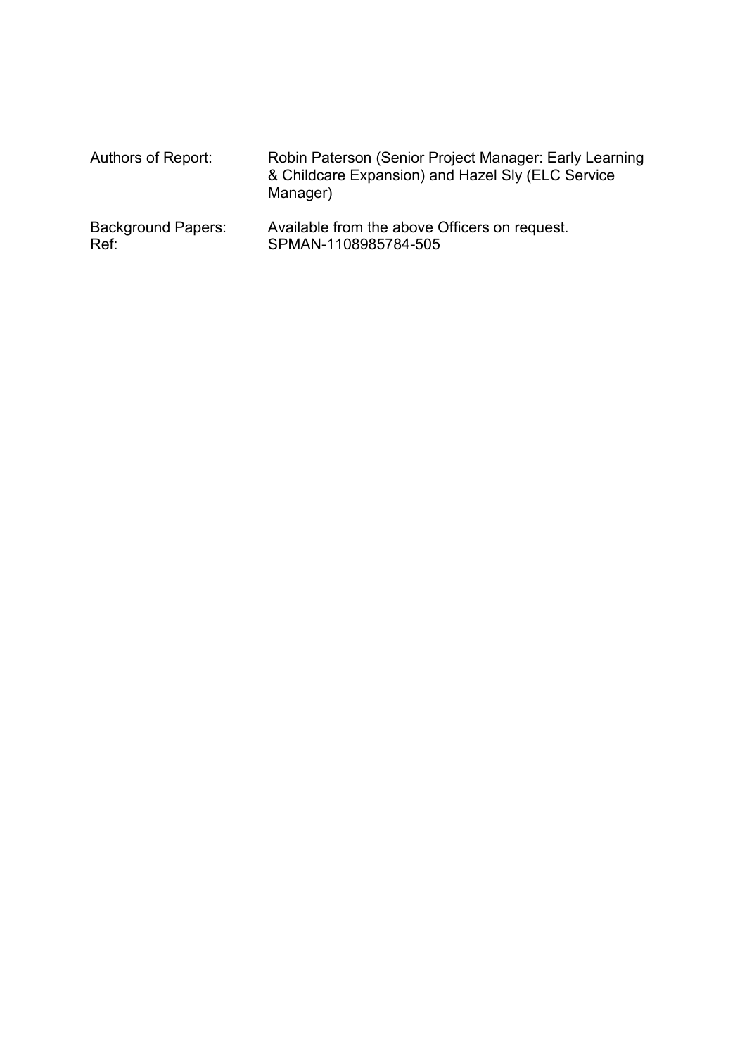| | |
|---|---|
| Authors of Report: | Robin Paterson (Senior Project Manager: Early Learning & Childcare Expansion) and Hazel Sly (ELC Service Manager) |
| Background Papers: | Available from the above Officers on request. |
| Ref: | SPMAN-1108985784-505 |